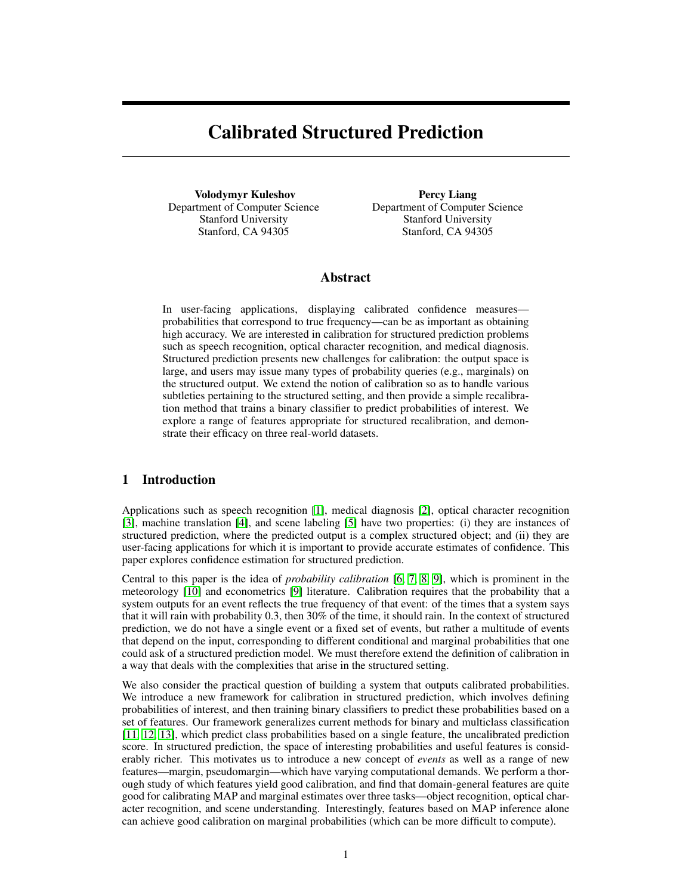# Calibrated Structured Prediction

**Volodymyr Kuleshov**
Department of Computer Science
Stanford University
Stanford, CA 94305

**Percy Liang**
Department of Computer Science
Stanford University
Stanford, CA 94305

## Abstract

In user-facing applications, displaying calibrated confidence measures—probabilities that correspond to true frequency—can be as important as obtaining high accuracy. We are interested in calibration for structured prediction problems such as speech recognition, optical character recognition, and medical diagnosis. Structured prediction presents new challenges for calibration: the output space is large, and users may issue many types of probability queries (e.g., marginals) on the structured output. We extend the notion of calibration so as to handle various subtleties pertaining to the structured setting, and then provide a simple recalibration method that trains a binary classifier to predict probabilities of interest. We explore a range of features appropriate for structured recalibration, and demonstrate their efficacy on three real-world datasets.

## 1 Introduction

Applications such as speech recognition [1], medical diagnosis [2], optical character recognition [3], machine translation [4], and scene labeling [5] have two properties: (i) they are instances of structured prediction, where the predicted output is a complex structured object; and (ii) they are user-facing applications for which it is important to provide accurate estimates of confidence. This paper explores confidence estimation for structured prediction.

Central to this paper is the idea of *probability calibration* [6, 7, 8, 9], which is prominent in the meteorology [10] and econometrics [9] literature. Calibration requires that the probability that a system outputs for an event reflects the true frequency of that event: of the times that a system says that it will rain with probability 0.3, then 30% of the time, it should rain. In the context of structured prediction, we do not have a single event or a fixed set of events, but rather a multitude of events that depend on the input, corresponding to different conditional and marginal probabilities that one could ask of a structured prediction model. We must therefore extend the definition of calibration in a way that deals with the complexities that arise in the structured setting.

We also consider the practical question of building a system that outputs calibrated probabilities. We introduce a new framework for calibration in structured prediction, which involves defining probabilities of interest, and then training binary classifiers to predict these probabilities based on a set of features. Our framework generalizes current methods for binary and multiclass classification [11, 12, 13], which predict class probabilities based on a single feature, the uncalibrated prediction score. In structured prediction, the space of interesting probabilities and useful features is considerably richer. This motivates us to introduce a new concept of *events* as well as a range of new features—margin, pseudomargin—which have varying computational demands. We perform a thorough study of which features yield good calibration, and find that domain-general features are quite good for calibrating MAP and marginal estimates over three tasks—object recognition, optical character recognition, and scene understanding. Interestingly, features based on MAP inference alone can achieve good calibration on marginal probabilities (which can be more difficult to compute).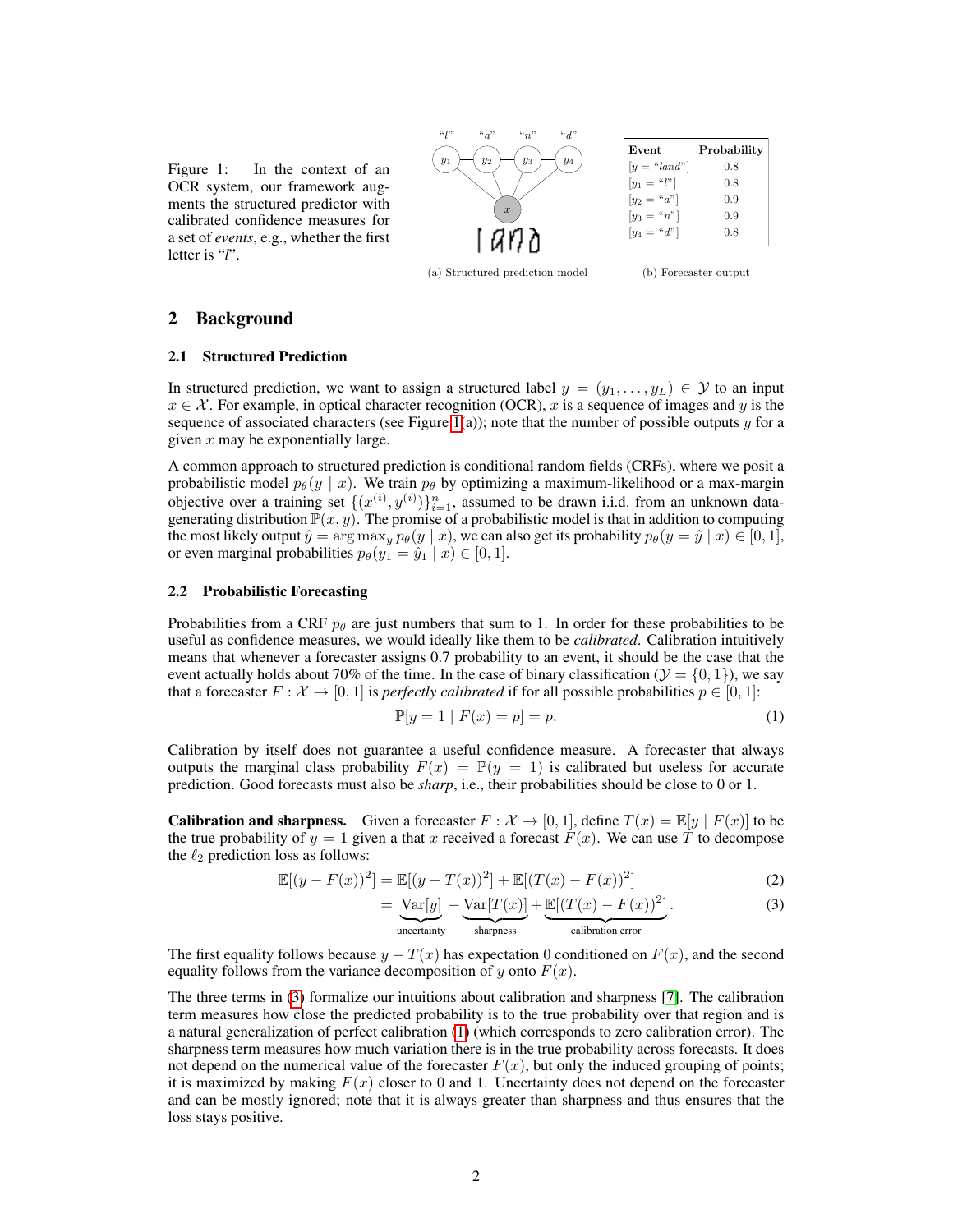Figure 1: In the context of an OCR system, our framework augments the structured predictor with calibrated confidence measures for a set of *events*, e.g., whether the first letter is "*l*".

(a) Structured prediction model

| Event | Probability |
|---|---|
| $[y = \text{"}land\text{"}]$ | 0.8 |
| $[y_1 = \text{"}l\text{"}]$ | 0.8 |
| $[y_2 = \text{"}a\text{"}]$ | 0.9 |
| $[y_3 = \text{"}n\text{"}]$ | 0.9 |
| $[y_4 = \text{"}d\text{"}]$ | 0.8 |

(b) Forecaster output

## 2 Background

### 2.1 Structured Prediction

In structured prediction, we want to assign a structured label $y = (y_1, \ldots, y_L) \in \mathcal{Y}$ to an input $x \in \mathcal{X}$. For example, in optical character recognition (OCR), $x$ is a sequence of images and $y$ is the sequence of associated characters (see Figure 1(a)); note that the number of possible outputs $y$ for a given $x$ may be exponentially large.

A common approach to structured prediction is conditional random fields (CRFs), where we posit a probabilistic model $p_\theta(y \mid x)$. We train $p_\theta$ by optimizing a maximum-likelihood or a max-margin objective over a training set $\{(x^{(i)}, y^{(i)})\}_{i=1}^n$, assumed to be drawn i.i.d. from an unknown data-generating distribution $\mathbb{P}(x, y)$. The promise of a probabilistic model is that in addition to computing the most likely output $\hat{y} = \arg\max_y p_\theta(y \mid x)$, we can also get its probability $p_\theta(y = \hat{y} \mid x) \in [0, 1]$, or even marginal probabilities $p_\theta(y_1 = \hat{y}_1 \mid x) \in [0, 1]$.

### 2.2 Probabilistic Forecasting

Probabilities from a CRF $p_\theta$ are just numbers that sum to 1. In order for these probabilities to be useful as confidence measures, we would ideally like them to be *calibrated*. Calibration intuitively means that whenever a forecaster assigns 0.7 probability to an event, it should be the case that the event actually holds about 70% of the time. In the case of binary classification ($\mathcal{Y} = \{0, 1\}$), we say that a forecaster $F : \mathcal{X} \to [0, 1]$ is *perfectly calibrated* if for all possible probabilities $p \in [0, 1]$:

$$\mathbb{P}[y = 1 \mid F(x) = p] = p. \tag{1}$$

Calibration by itself does not guarantee a useful confidence measure. A forecaster that always outputs the marginal class probability $F(x) = \mathbb{P}(y = 1)$ is calibrated but useless for accurate prediction. Good forecasts must also be *sharp*, i.e., their probabilities should be close to 0 or 1.

**Calibration and sharpness.** Given a forecaster $F : \mathcal{X} \to [0, 1]$, define $T(x) = \mathbb{E}[y \mid F(x)]$ to be the true probability of $y = 1$ given a that $x$ received a forecast $F(x)$. We can use $T$ to decompose the $\ell_2$ prediction loss as follows:

$$\mathbb{E}[(y - F(x))^2] = \mathbb{E}[(y - T(x))^2] + \mathbb{E}[(T(x) - F(x))^2] \tag{2}$$

$$= \underbrace{\mathrm{Var}[y]}_{\text{uncertainty}} - \underbrace{\mathrm{Var}[T(x)]}_{\text{sharpness}} + \underbrace{\mathbb{E}[(T(x) - F(x))^2]}_{\text{calibration error}}. \tag{3}$$

The first equality follows because $y - T(x)$ has expectation 0 conditioned on $F(x)$, and the second equality follows from the variance decomposition of $y$ onto $F(x)$.

The three terms in (3) formalize our intuitions about calibration and sharpness [7]. The calibration term measures how close the predicted probability is to the true probability over that region and is a natural generalization of perfect calibration (1) (which corresponds to zero calibration error). The sharpness term measures how much variation there is in the true probability across forecasts. It does not depend on the numerical value of the forecaster $F(x)$, but only the induced grouping of points; it is maximized by making $F(x)$ closer to 0 and 1. Uncertainty does not depend on the forecaster and can be mostly ignored; note that it is always greater than sharpness and thus ensures that the loss stays positive.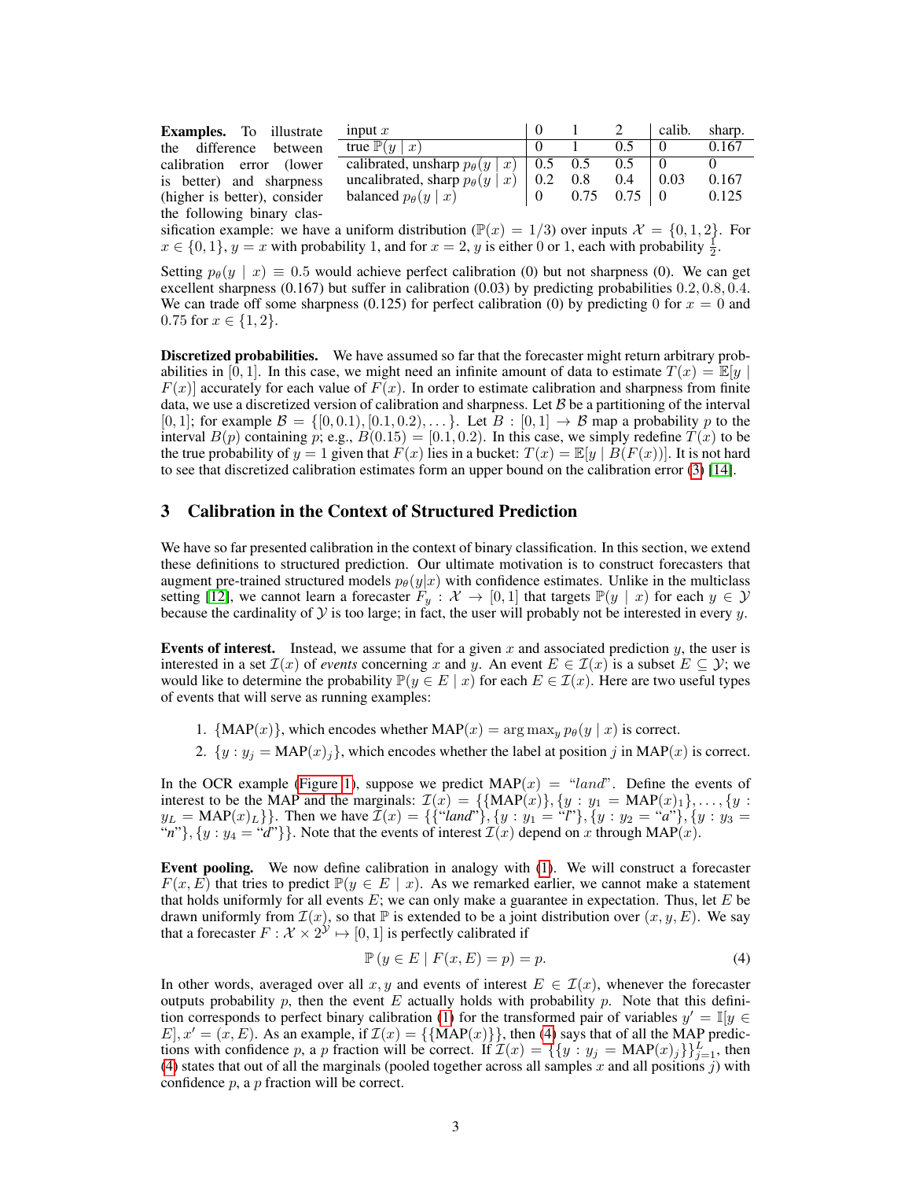**Examples.** To illustrate the difference between calibration error (lower is better) and sharpness (higher is better), consider the following binary classification example: we have a uniform distribution ($\mathbb{P}(x) = 1/3$) over inputs $\mathcal{X} = \{0, 1, 2\}$. For $x \in \{0, 1\}$, $y = x$ with probability 1, and for $x = 2$, $y$ is either 0 or 1, each with probability $\frac{1}{2}$.

| input $x$ | 0 | 1 | 2 | calib. | sharp. |
|---|---|---|---|---|---|
| true $\mathbb{P}(y \mid x)$ | 0 | 1 | 0.5 | 0 | 0.167 |
| calibrated, unsharp $p_\theta(y \mid x)$ | 0.5 | 0.5 | 0.5 | 0 | 0 |
| uncalibrated, sharp $p_\theta(y \mid x)$ | 0.2 | 0.8 | 0.4 | 0.03 | 0.167 |
| balanced $p_\theta(y \mid x)$ | 0 | 0.75 | 0.75 | 0 | 0.125 |

Setting $p_\theta(y \mid x) \equiv 0.5$ would achieve perfect calibration (0) but not sharpness (0). We can get excellent sharpness (0.167) but suffer in calibration (0.03) by predicting probabilities $0.2, 0.8, 0.4$. We can trade off some sharpness (0.125) for perfect calibration (0) by predicting 0 for $x = 0$ and 0.75 for $x \in \{1, 2\}$.

**Discretized probabilities.** We have assumed so far that the forecaster might return arbitrary probabilities in $[0, 1]$. In this case, we might need an infinite amount of data to estimate $T(x) = \mathbb{E}[y \mid F(x)]$ accurately for each value of $F(x)$. In order to estimate calibration and sharpness from finite data, we use a discretized version of calibration and sharpness. Let $\mathcal{B}$ be a partitioning of the interval $[0, 1]$; for example $\mathcal{B} = \{[0, 0.1), [0.1, 0.2), \dots\}$. Let $B : [0, 1] \to \mathcal{B}$ map a probability $p$ to the interval $B(p)$ containing $p$; e.g., $B(0.15) = [0.1, 0.2)$. In this case, we simply redefine $T(x)$ to be the true probability of $y = 1$ given that $F(x)$ lies in a bucket: $T(x) = \mathbb{E}[y \mid B(F(x))]$. It is not hard to see that discretized calibration estimates form an upper bound on the calibration error (3) [14].

## 3 Calibration in the Context of Structured Prediction

We have so far presented calibration in the context of binary classification. In this section, we extend these definitions to structured prediction. Our ultimate motivation is to construct forecasters that augment pre-trained structured models $p_\theta(y|x)$ with confidence estimates. Unlike in the multiclass setting [12], we cannot learn a forecaster $F_y : \mathcal{X} \to [0, 1]$ that targets $\mathbb{P}(y \mid x)$ for each $y \in \mathcal{Y}$ because the cardinality of $\mathcal{Y}$ is too large; in fact, the user will probably not be interested in every $y$.

**Events of interest.** Instead, we assume that for a given $x$ and associated prediction $y$, the user is interested in a set $\mathcal{I}(x)$ of *events* concerning $x$ and $y$. An event $E \in \mathcal{I}(x)$ is a subset $E \subseteq \mathcal{Y}$; we would like to determine the probability $\mathbb{P}(y \in E \mid x)$ for each $E \in \mathcal{I}(x)$. Here are two useful types of events that will serve as running examples:

1. $\{\text{MAP}(x)\}$, which encodes whether $\text{MAP}(x) = \arg\max_y p_\theta(y \mid x)$ is correct.
2. $\{y : y_j = \text{MAP}(x)_j\}$, which encodes whether the label at position $j$ in $\text{MAP}(x)$ is correct.

In the OCR example (Figure 1), suppose we predict $\text{MAP}(x) =$ "*land*". Define the events of interest to be the MAP and the marginals: $\mathcal{I}(x) = \{\{\text{MAP}(x)\}, \{y : y_1 = \text{MAP}(x)_1\}, \dots, \{y : y_L = \text{MAP}(x)_L\}\}$. Then we have $\mathcal{I}(x) = \{\{\text{"}land\text{"}\}, \{y : y_1 = \text{"}l\text{"}\}, \{y : y_2 = \text{"}a\text{"}\}, \{y : y_3 = \text{"}n\text{"}\}, \{y : y_4 = \text{"}d\text{"}\}\}$. Note that the events of interest $\mathcal{I}(x)$ depend on $x$ through $\text{MAP}(x)$.

**Event pooling.** We now define calibration in analogy with (1). We will construct a forecaster $F(x, E)$ that tries to predict $\mathbb{P}(y \in E \mid x)$. As we remarked earlier, we cannot make a statement that holds uniformly for all events $E$; we can only make a guarantee in expectation. Thus, let $E$ be drawn uniformly from $\mathcal{I}(x)$, so that $\mathbb{P}$ is extended to be a joint distribution over $(x, y, E)$. We say that a forecaster $F : \mathcal{X} \times 2^{\mathcal{Y}} \mapsto [0, 1]$ is perfectly calibrated if

$$\mathbb{P}\left(y \in E \mid F(x, E) = p\right) = p. \tag{4}$$

In other words, averaged over all $x, y$ and events of interest $E \in \mathcal{I}(x)$, whenever the forecaster outputs probability $p$, then the event $E$ actually holds with probability $p$. Note that this definition corresponds to perfect binary calibration (1) for the transformed pair of variables $y' = \mathbb{I}[y \in E], x' = (x, E)$. As an example, if $\mathcal{I}(x) = \{\{\text{MAP}(x)\}\}$, then (4) says that of all the MAP predictions with confidence $p$, a $p$ fraction will be correct. If $\mathcal{I}(x) = \{\{y : y_j = \text{MAP}(x)_j\}\}_{j=1}^{L}$, then (4) states that out of all the marginals (pooled together across all samples $x$ and all positions $j$) with confidence $p$, a $p$ fraction will be correct.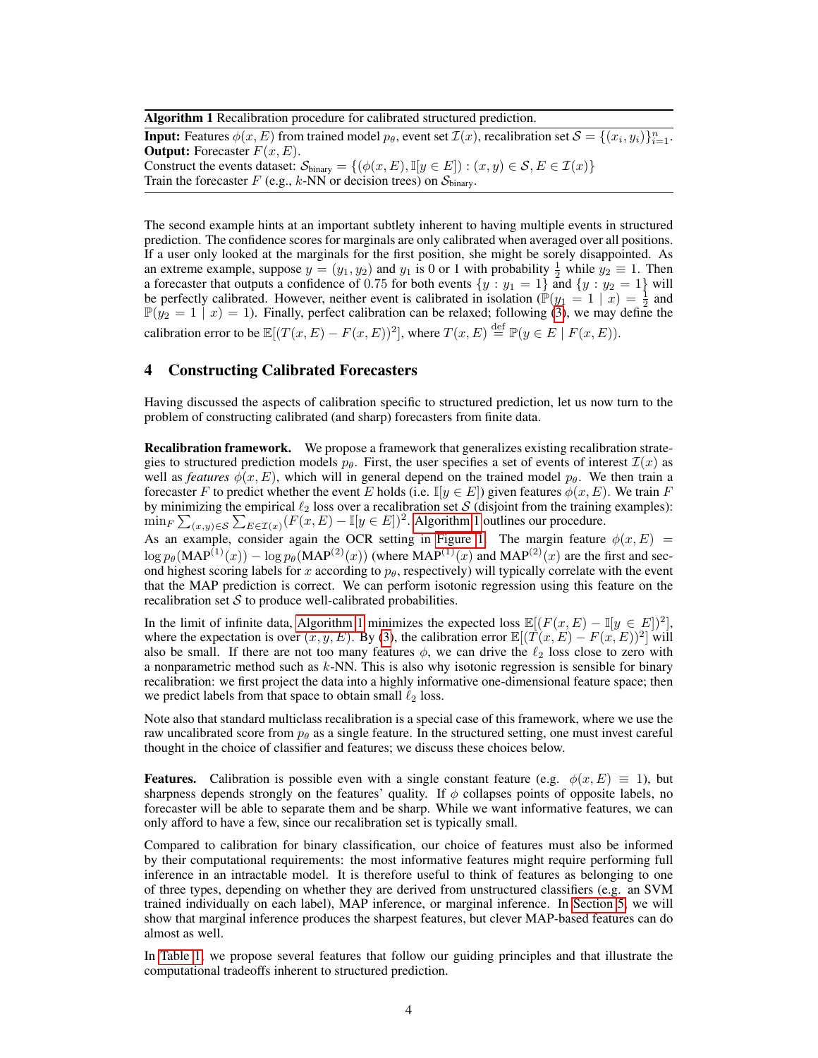**Algorithm 1** Recalibration procedure for calibrated structured prediction.

**Input:** Features $\phi(x, E)$ from trained model $p_\theta$, event set $\mathcal{I}(x)$, recalibration set $\mathcal{S} = \{(x_i, y_i)\}_{i=1}^n$.
**Output:** Forecaster $F(x, E)$.
Construct the events dataset: $\mathcal{S}_{\text{binary}} = \{(\phi(x, E), \mathbb{I}[y \in E]) : (x, y) \in \mathcal{S}, E \in \mathcal{I}(x)\}$
Train the forecaster $F$ (e.g., $k$-NN or decision trees) on $\mathcal{S}_{\text{binary}}$.

The second example hints at an important subtlety inherent to having multiple events in structured prediction. The confidence scores for marginals are only calibrated when averaged over all positions. If a user only looked at the marginals for the first position, she might be sorely disappointed. As an extreme example, suppose $y = (y_1, y_2)$ and $y_1$ is 0 or 1 with probability $\frac{1}{2}$ while $y_2 \equiv 1$. Then a forecaster that outputs a confidence of 0.75 for both events $\{y : y_1 = 1\}$ and $\{y : y_2 = 1\}$ will be perfectly calibrated. However, neither event is calibrated in isolation ($\mathbb{P}(y_1 = 1 \mid x) = \frac{1}{2}$ and $\mathbb{P}(y_2 = 1 \mid x) = 1$). Finally, perfect calibration can be relaxed; following (3), we may define the calibration error to be $\mathbb{E}[(T(x, E) - F(x, E))^2]$, where $T(x, E) \stackrel{\text{def}}{=} \mathbb{P}(y \in E \mid F(x, E))$.

## 4 Constructing Calibrated Forecasters

Having discussed the aspects of calibration specific to structured prediction, let us now turn to the problem of constructing calibrated (and sharp) forecasters from finite data.

**Recalibration framework.** We propose a framework that generalizes existing recalibration strategies to structured prediction models $p_\theta$. First, the user specifies a set of events of interest $\mathcal{I}(x)$ as well as *features* $\phi(x, E)$, which will in general depend on the trained model $p_\theta$. We then train a forecaster $F$ to predict whether the event $E$ holds (i.e. $\mathbb{I}[y \in E]$) given features $\phi(x, E)$. We train $F$ by minimizing the empirical $\ell_2$ loss over a recalibration set $\mathcal{S}$ (disjoint from the training examples): $\min_F \sum_{(x,y)\in\mathcal{S}} \sum_{E\in\mathcal{I}(x)} (F(x, E) - \mathbb{I}[y \in E])^2$. Algorithm 1 outlines our procedure.

As an example, consider again the OCR setting in Figure 1. The margin feature $\phi(x, E) = \log p_\theta(\text{MAP}^{(1)}(x)) - \log p_\theta(\text{MAP}^{(2)}(x))$ (where $\text{MAP}^{(1)}(x)$ and $\text{MAP}^{(2)}(x)$ are the first and second highest scoring labels for $x$ according to $p_\theta$, respectively) will typically correlate with the event that the MAP prediction is correct. We can perform isotonic regression using this feature on the recalibration set $\mathcal{S}$ to produce well-calibrated probabilities.

In the limit of infinite data, Algorithm 1 minimizes the expected loss $\mathbb{E}[(F(x, E) - \mathbb{I}[y \in E])^2]$, where the expectation is over $(x, y, E)$. By (3), the calibration error $\mathbb{E}[(T(x, E) - F(x, E))^2]$ will also be small. If there are not too many features $\phi$, we can drive the $\ell_2$ loss close to zero with a nonparametric method such as $k$-NN. This is also why isotonic regression is sensible for binary recalibration: we first project the data into a highly informative one-dimensional feature space; then we predict labels from that space to obtain small $\ell_2$ loss.

Note also that standard multiclass recalibration is a special case of this framework, where we use the raw uncalibrated score from $p_\theta$ as a single feature. In the structured setting, one must invest careful thought in the choice of classifier and features; we discuss these choices below.

**Features.** Calibration is possible even with a single constant feature (e.g. $\phi(x, E) \equiv 1$), but sharpness depends strongly on the features' quality. If $\phi$ collapses points of opposite labels, no forecaster will be able to separate them and be sharp. While we want informative features, we can only afford to have a few, since our recalibration set is typically small.

Compared to calibration for binary classification, our choice of features must also be informed by their computational requirements: the most informative features might require performing full inference in an intractable model. It is therefore useful to think of features as belonging to one of three types, depending on whether they are derived from unstructured classifiers (e.g. an SVM trained individually on each label), MAP inference, or marginal inference. In Section 5, we will show that marginal inference produces the sharpest features, but clever MAP-based features can do almost as well.

In Table 1, we propose several features that follow our guiding principles and that illustrate the computational tradeoffs inherent to structured prediction.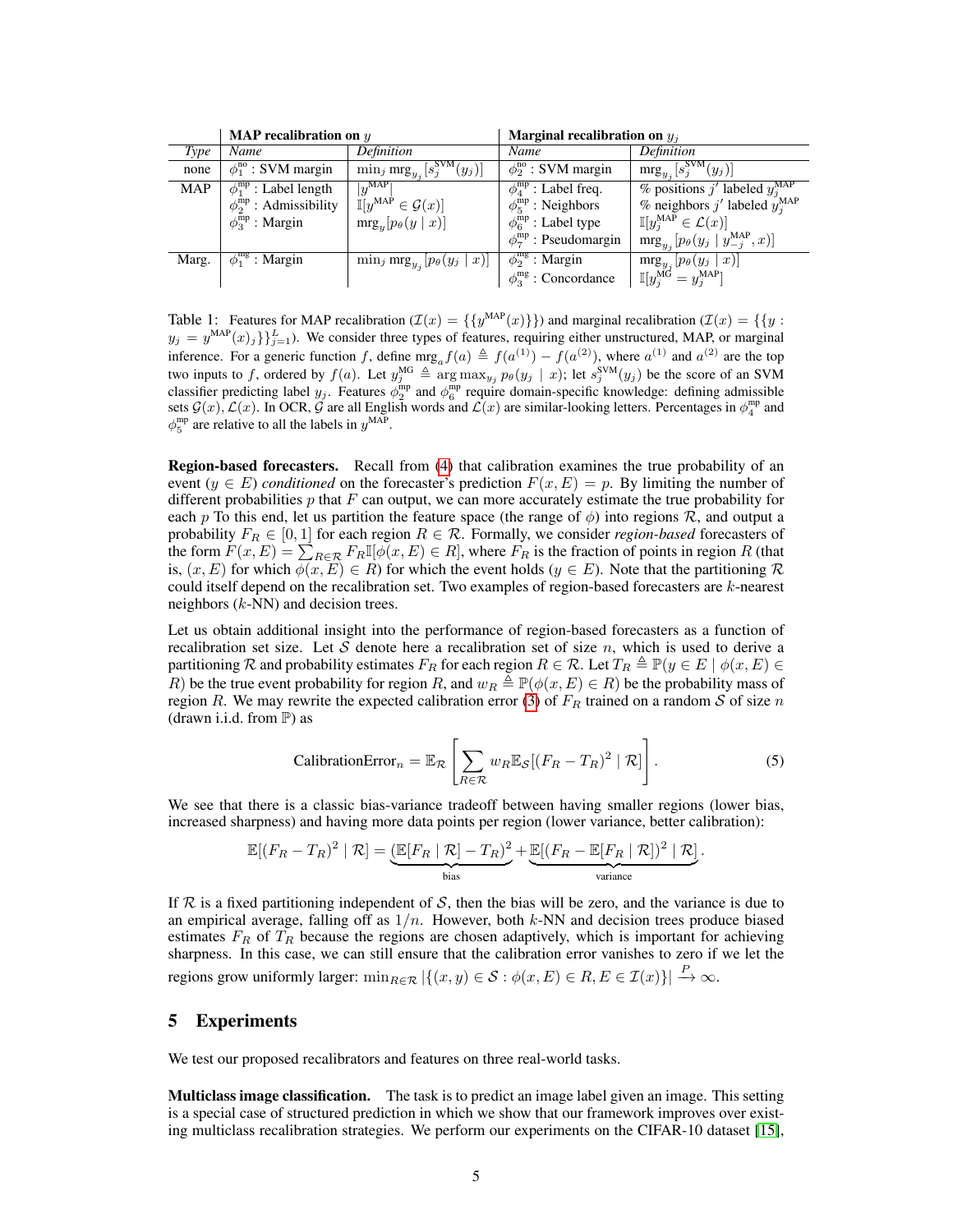| Type | MAP recalibration on $y$ Name | Definition | Marginal recalibration on $y_j$ Name | Definition |
|---|---|---|---|---|
| none | $\phi_1^{\text{no}}$ : SVM margin | $\min_j \text{mrg}_{y_j}[s_j^{\text{SVM}}(y_j)]$ | $\phi_2^{\text{no}}$ : SVM margin | $\text{mrg}_{y_j}[s_j^{\text{SVM}}(y_j)]$ |
| MAP | $\phi_1^{\text{mp}}$ : Label length<br>$\phi_2^{\text{mp}}$ : Admissibility<br>$\phi_3^{\text{mp}}$ : Margin | $\|y^{\text{MAP}}\|$<br>$\mathbb{I}[y^{\text{MAP}} \in \mathcal{G}(x)]$<br>$\text{mrg}_y[p_\theta(y \mid x)]$ | $\phi_4^{\text{mp}}$ : Label freq.<br>$\phi_5^{\text{mp}}$ : Neighbors<br>$\phi_6^{\text{mp}}$ : Label type<br>$\phi_7^{\text{mp}}$ : Pseudomargin | % positions $j'$ labeled $y_j^{\text{MAP}}$<br>% neighbors $j'$ labeled $y_j^{\text{MAP}}$<br>$\mathbb{I}[y_j^{\text{MAP}} \in \mathcal{L}(x)]$<br>$\text{mrg}_{y_j}[p_\theta(y_j \mid y_{-j}^{\text{MAP}}, x)]$ |
| Marg. | $\phi_1^{\text{mg}}$ : Margin | $\min_j \text{mrg}_{y_j}[p_\theta(y_j \mid x)]$ | $\phi_2^{\text{mg}}$ : Margin<br>$\phi_3^{\text{mg}}$ : Concordance | $\text{mrg}_{y_j}[p_\theta(y_j \mid x)]$<br>$\mathbb{I}[y_j^{\text{MG}} = y_j^{\text{MAP}}]$ |

Table 1: Features for MAP recalibration ($\mathcal{I}(x) = \{\{y^{\text{MAP}}(x)\}\}$) and marginal recalibration ($\mathcal{I}(x) = \{\{y : y_j = y^{\text{MAP}}(x)_j\}\}_{j=1}^{L}$). We consider three types of features, requiring either unstructured, MAP, or marginal inference. For a generic function $f$, define $\text{mrg}_a f(a) \triangleq f(a^{(1)}) - f(a^{(2)})$, where $a^{(1)}$ and $a^{(2)}$ are the top two inputs to $f$, ordered by $f(a)$. Let $y_j^{\text{MG}} \triangleq \arg\max_{y_j} p_\theta(y_j \mid x)$; let $s_j^{\text{SVM}}(y_j)$ be the score of an SVM classifier predicting label $y_j$. Features $\phi_2^{\text{mp}}$ and $\phi_6^{\text{mp}}$ require domain-specific knowledge: defining admissible sets $\mathcal{G}(x), \mathcal{L}(x)$. In OCR, $\mathcal{G}$ are all English words and $\mathcal{L}(x)$ are similar-looking letters. Percentages in $\phi_4^{\text{mp}}$ and $\phi_5^{\text{mp}}$ are relative to all the labels in $y^{\text{MAP}}$.

**Region-based forecasters.** Recall from (4) that calibration examines the true probability of an event ($y \in E$) *conditioned* on the forecaster's prediction $F(x, E) = p$. By limiting the number of different probabilities $p$ that $F$ can output, we can more accurately estimate the true probability for each $p$ To this end, let us partition the feature space (the range of $\phi$) into regions $\mathcal{R}$, and output a probability $F_R \in [0, 1]$ for each region $R \in \mathcal{R}$. Formally, we consider *region-based* forecasters of the form $F(x, E) = \sum_{R \in \mathcal{R}} F_R \mathbb{I}[\phi(x, E) \in R]$, where $F_R$ is the fraction of points in region $R$ (that is, $(x, E)$ for which $\phi(x, E) \in R$) for which the event holds ($y \in E$). Note that the partitioning $\mathcal{R}$ could itself depend on the recalibration set. Two examples of region-based forecasters are $k$-nearest neighbors ($k$-NN) and decision trees.

Let us obtain additional insight into the performance of region-based forecasters as a function of recalibration set size. Let $\mathcal{S}$ denote here a recalibration set of size $n$, which is used to derive a partitioning $\mathcal{R}$ and probability estimates $F_R$ for each region $R \in \mathcal{R}$. Let $T_R \triangleq \mathbb{P}(y \in E \mid \phi(x, E) \in R)$ be the true event probability for region $R$, and $w_R \triangleq \mathbb{P}(\phi(x, E) \in R)$ be the probability mass of region $R$. We may rewrite the expected calibration error (3) of $F_R$ trained on a random $\mathcal{S}$ of size $n$ (drawn i.i.d. from $\mathbb{P}$) as

$$\text{CalibrationError}_n = \mathbb{E}_{\mathcal{R}} \left[ \sum_{R \in \mathcal{R}} w_R \mathbb{E}_{\mathcal{S}}[(F_R - T_R)^2 \mid \mathcal{R}] \right]. \tag{5}$$

We see that there is a classic bias-variance tradeoff between having smaller regions (lower bias, increased sharpness) and having more data points per region (lower variance, better calibration):

$$\mathbb{E}[(F_R - T_R)^2 \mid \mathcal{R}] = \underbrace{(\mathbb{E}[F_R \mid \mathcal{R}] - T_R)^2}_{\text{bias}} + \underbrace{\mathbb{E}[(F_R - \mathbb{E}[F_R \mid \mathcal{R}])^2 \mid \mathcal{R}]}_{\text{variance}}.$$

If $\mathcal{R}$ is a fixed partitioning independent of $\mathcal{S}$, then the bias will be zero, and the variance is due to an empirical average, falling off as $1/n$. However, both $k$-NN and decision trees produce biased estimates $F_R$ of $T_R$ because the regions are chosen adaptively, which is important for achieving sharpness. In this case, we can still ensure that the calibration error vanishes to zero if we let the regions grow uniformly larger: $\min_{R \in \mathcal{R}} |\{(x, y) \in \mathcal{S} : \phi(x, E) \in R, E \in \mathcal{I}(x)\}| \xrightarrow{P} \infty$.

## 5 Experiments

We test our proposed recalibrators and features on three real-world tasks.

**Multiclass image classification.** The task is to predict an image label given an image. This setting is a special case of structured prediction in which we show that our framework improves over existing multiclass recalibration strategies. We perform our experiments on the CIFAR-10 dataset [15],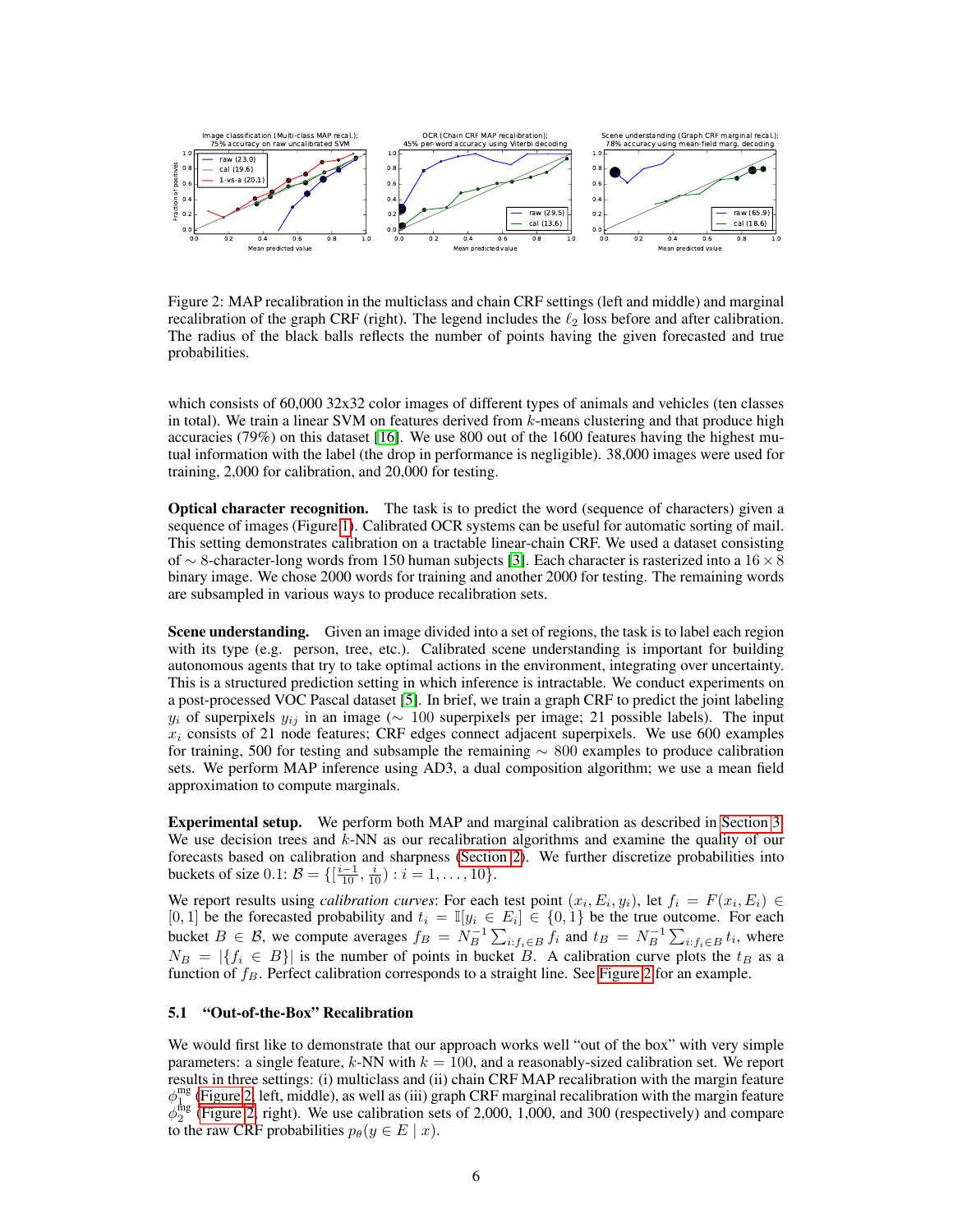Figure 2: MAP recalibration in the multiclass and chain CRF settings (left and middle) and marginal recalibration of the graph CRF (right). The legend includes the $\ell_2$ loss before and after calibration. The radius of the black balls reflects the number of points having the given forecasted and true probabilities.

which consists of 60,000 32x32 color images of different types of animals and vehicles (ten classes in total). We train a linear SVM on features derived from $k$-means clustering and that produce high accuracies (79%) on this dataset [16]. We use 800 out of the 1600 features having the highest mutual information with the label (the drop in performance is negligible). 38,000 images were used for training, 2,000 for calibration, and 20,000 for testing.

**Optical character recognition.** The task is to predict the word (sequence of characters) given a sequence of images (Figure 1). Calibrated OCR systems can be useful for automatic sorting of mail. This setting demonstrates calibration on a tractable linear-chain CRF. We used a dataset consisting of $\sim$ 8-character-long words from 150 human subjects [3]. Each character is rasterized into a $16 \times 8$ binary image. We chose 2000 words for training and another 2000 for testing. The remaining words are subsampled in various ways to produce recalibration sets.

**Scene understanding.** Given an image divided into a set of regions, the task is to label each region with its type (e.g. person, tree, etc.). Calibrated scene understanding is important for building autonomous agents that try to take optimal actions in the environment, integrating over uncertainty. This is a structured prediction setting in which inference is intractable. We conduct experiments on a post-processed VOC Pascal dataset [5]. In brief, we train a graph CRF to predict the joint labeling $y_i$ of superpixels $y_{ij}$ in an image ($\sim$ 100 superpixels per image; 21 possible labels). The input $x_i$ consists of 21 node features; CRF edges connect adjacent superpixels. We use 600 examples for training, 500 for testing and subsample the remaining $\sim$ 800 examples to produce calibration sets. We perform MAP inference using AD3, a dual composition algorithm; we use a mean field approximation to compute marginals.

**Experimental setup.** We perform both MAP and marginal calibration as described in Section 3. We use decision trees and $k$-NN as our recalibration algorithms and examine the quality of our forecasts based on calibration and sharpness (Section 2). We further discretize probabilities into buckets of size 0.1: $\mathcal{B} = \{[\frac{i-1}{10}, \frac{i}{10}) : i = 1, \ldots, 10\}$.

We report results using *calibration curves*: For each test point $(x_i, E_i, y_i)$, let $f_i = F(x_i, E_i) \in [0, 1]$ be the forecasted probability and $t_i = \mathbb{I}[y_i \in E_i] \in \{0, 1\}$ be the true outcome. For each bucket $B \in \mathcal{B}$, we compute averages $f_B = N_B^{-1} \sum_{i:f_i \in B} f_i$ and $t_B = N_B^{-1} \sum_{i:f_i \in B} t_i$, where $N_B = |\{f_i \in B\}|$ is the number of points in bucket $B$. A calibration curve plots the $t_B$ as a function of $f_B$. Perfect calibration corresponds to a straight line. See Figure 2 for an example.

### 5.1 "Out-of-the-Box" Recalibration

We would first like to demonstrate that our approach works well "out of the box" with very simple parameters: a single feature, $k$-NN with $k = 100$, and a reasonably-sized calibration set. We report results in three settings: (i) multiclass and (ii) chain CRF MAP recalibration with the margin feature $\phi_1^{\text{mg}}$ (Figure 2, left, middle), as well as (iii) graph CRF marginal recalibration with the margin feature $\phi_2^{\text{mg}}$ (Figure 2, right). We use calibration sets of 2,000, 1,000, and 300 (respectively) and compare to the raw CRF probabilities $p_\theta(y \in E \mid x)$.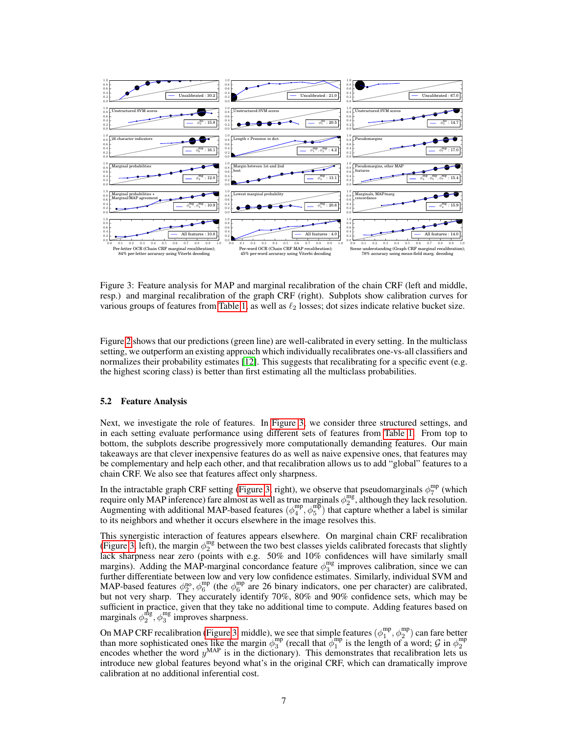Figure 3: Feature analysis for MAP and marginal recalibration of the chain CRF (left and middle, resp.) and marginal recalibration of the graph CRF (right). Subplots show calibration curves for various groups of features from Table 1, as well as $\ell_2$ losses; dot sizes indicate relative bucket size.

Figure 2 shows that our predictions (green line) are well-calibrated in every setting. In the multiclass setting, we outperform an existing approach which individually recalibrates one-vs-all classifiers and normalizes their probability estimates [12]. This suggests that recalibrating for a specific event (e.g. the highest scoring class) is better than first estimating all the multiclass probabilities.

### 5.2 Feature Analysis

Next, we investigate the role of features. In Figure 3, we consider three structured settings, and in each setting evaluate performance using different sets of features from Table 1. From top to bottom, the subplots describe progressively more computationally demanding features. Our main takeaways are that clever inexpensive features do as well as naive expensive ones, that features may be complementary and help each other, and that recalibration allows us to add "global" features to a chain CRF. We also see that features affect only sharpness.

In the intractable graph CRF setting (Figure 3, right), we observe that pseudomarginals $\phi_7^{\text{mp}}$ (which require only MAP inference) fare almost as well as true marginals $\phi_2^{\text{mg}}$, although they lack resolution. Augmenting with additional MAP-based features $(\phi_4^{\text{mp}}, \phi_5^{\text{mp}})$ that capture whether a label is similar to its neighbors and whether it occurs elsewhere in the image resolves this.

This synergistic interaction of features appears elsewhere. On marginal chain CRF recalibration (Figure 3, left), the margin $\phi_2^{\text{mg}}$ between the two best classes yields calibrated forecasts that slightly lack sharpness near zero (points with e.g. 50% and 10% confidences will have similarly small margins). Adding the MAP-marginal concordance feature $\phi_3^{\text{mg}}$ improves calibration, since we can further differentiate between low and very low confidence estimates. Similarly, individual SVM and MAP-based features $\phi_2^{\text{no}}, \phi_6^{\text{mp}}$ (the $\phi_6^{\text{mp}}$ are 26 binary indicators, one per character) are calibrated, but not very sharp. They accurately identify 70%, 80% and 90% confidence sets, which may be sufficient in practice, given that they take no additional time to compute. Adding features based on marginals $\phi_2^{\text{mg}}, \phi_3^{\text{mg}}$ improves sharpness.

On MAP CRF recalibration (Figure 3, middle), we see that simple features $(\phi_1^{\text{mp}}, \phi_2^{\text{mp}})$ can fare better than more sophisticated ones like the margin $\phi_3^{\text{mp}}$ (recall that $\phi_1^{\text{mp}}$ is the length of a word; $\mathcal{G}$ in $\phi_2^{\text{mp}}$ encodes whether the word $y^{\text{MAP}}$ is in the dictionary). This demonstrates that recalibration lets us introduce new global features beyond what's in the original CRF, which can dramatically improve calibration at no additional inferential cost.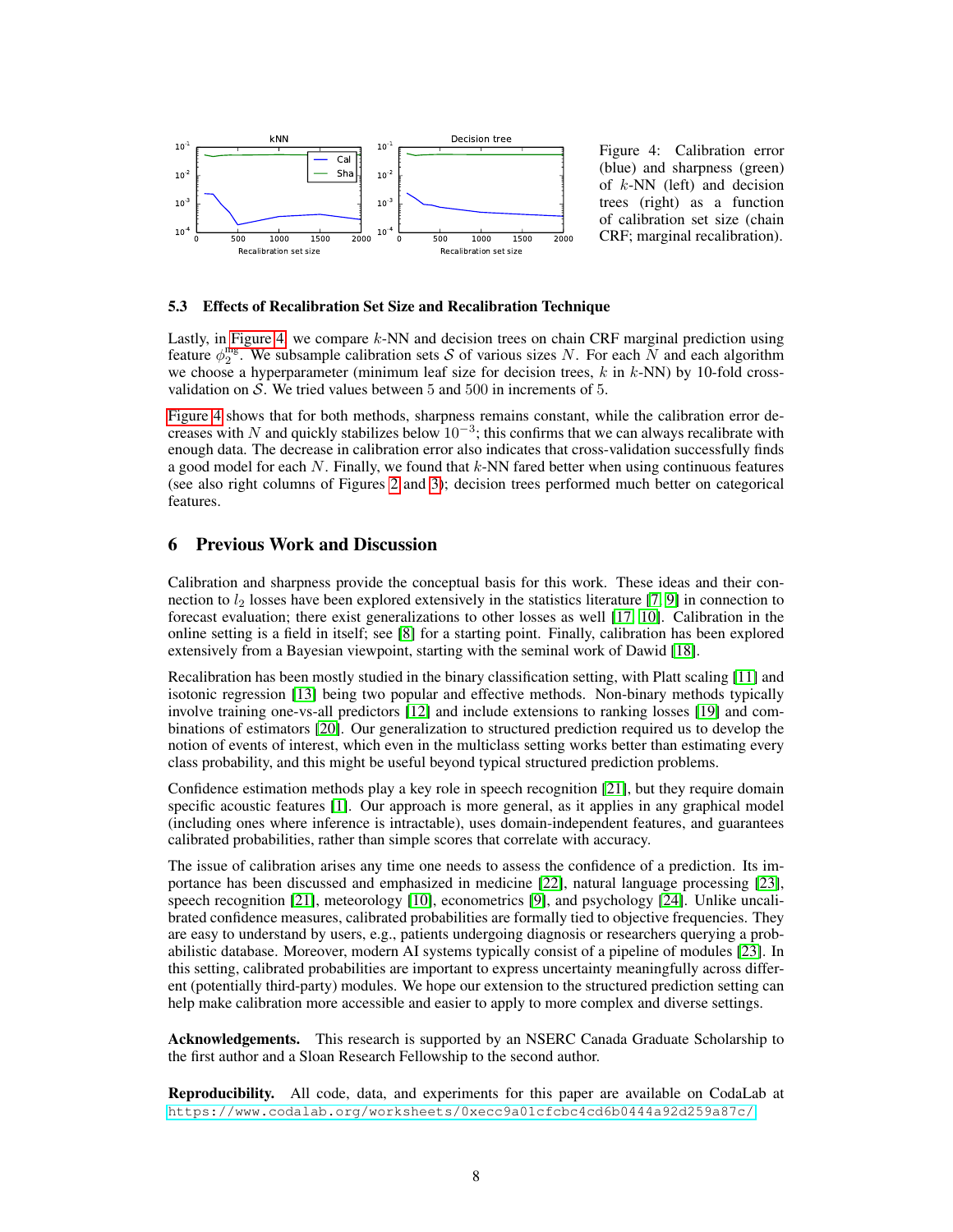Figure 4: Calibration error (blue) and sharpness (green) of $k$-NN (left) and decision trees (right) as a function of calibration set size (chain CRF; marginal recalibration).

### 5.3 Effects of Recalibration Set Size and Recalibration Technique

Lastly, in Figure 4, we compare $k$-NN and decision trees on chain CRF marginal prediction using feature $\phi_2^{\text{mrg}}$. We subsample calibration sets $\mathcal{S}$ of various sizes $N$. For each $N$ and each algorithm we choose a hyperparameter (minimum leaf size for decision trees, $k$ in $k$-NN) by 10-fold cross-validation on $\mathcal{S}$. We tried values between 5 and 500 in increments of 5.

Figure 4 shows that for both methods, sharpness remains constant, while the calibration error decreases with $N$ and quickly stabilizes below $10^{-3}$; this confirms that we can always recalibrate with enough data. The decrease in calibration error also indicates that cross-validation successfully finds a good model for each $N$. Finally, we found that $k$-NN fared better when using continuous features (see also right columns of Figures 2 and 3); decision trees performed much better on categorical features.

## 6 Previous Work and Discussion

Calibration and sharpness provide the conceptual basis for this work. These ideas and their connection to $l_2$ losses have been explored extensively in the statistics literature [7, 9] in connection to forecast evaluation; there exist generalizations to other losses as well [17, 10]. Calibration in the online setting is a field in itself; see [8] for a starting point. Finally, calibration has been explored extensively from a Bayesian viewpoint, starting with the seminal work of Dawid [18].

Recalibration has been mostly studied in the binary classification setting, with Platt scaling [11] and isotonic regression [13] being two popular and effective methods. Non-binary methods typically involve training one-vs-all predictors [12] and include extensions to ranking losses [19] and combinations of estimators [20]. Our generalization to structured prediction required us to develop the notion of events of interest, which even in the multiclass setting works better than estimating every class probability, and this might be useful beyond typical structured prediction problems.

Confidence estimation methods play a key role in speech recognition [21], but they require domain specific acoustic features [1]. Our approach is more general, as it applies in any graphical model (including ones where inference is intractable), uses domain-independent features, and guarantees calibrated probabilities, rather than simple scores that correlate with accuracy.

The issue of calibration arises any time one needs to assess the confidence of a prediction. Its importance has been discussed and emphasized in medicine [22], natural language processing [23], speech recognition [21], meteorology [10], econometrics [9], and psychology [24]. Unlike uncalibrated confidence measures, calibrated probabilities are formally tied to objective frequencies. They are easy to understand by users, e.g., patients undergoing diagnosis or researchers querying a probabilistic database. Moreover, modern AI systems typically consist of a pipeline of modules [23]. In this setting, calibrated probabilities are important to express uncertainty meaningfully across different (potentially third-party) modules. We hope our extension to the structured prediction setting can help make calibration more accessible and easier to apply to more complex and diverse settings.

**Acknowledgements.** This research is supported by an NSERC Canada Graduate Scholarship to the first author and a Sloan Research Fellowship to the second author.

**Reproducibility.** All code, data, and experiments for this paper are available on CodaLab at https://www.codalab.org/worksheets/0xecc9a01cfcbc4cd6b0444a92d259a87c/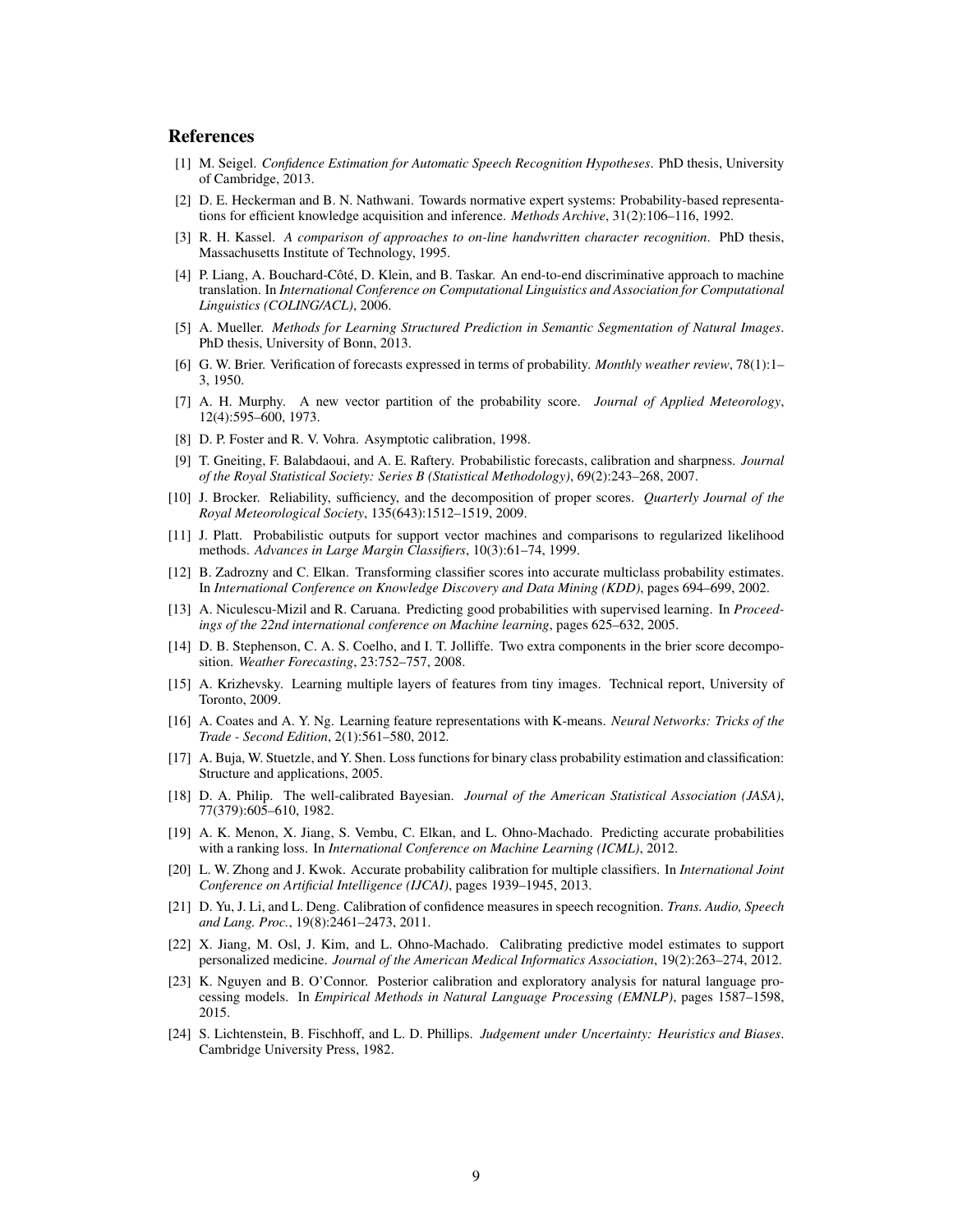## References

[1] M. Seigel. *Confidence Estimation for Automatic Speech Recognition Hypotheses*. PhD thesis, University of Cambridge, 2013.

[2] D. E. Heckerman and B. N. Nathwani. Towards normative expert systems: Probability-based representations for efficient knowledge acquisition and inference. *Methods Archive*, 31(2):106–116, 1992.

[3] R. H. Kassel. *A comparison of approaches to on-line handwritten character recognition*. PhD thesis, Massachusetts Institute of Technology, 1995.

[4] P. Liang, A. Bouchard-Côté, D. Klein, and B. Taskar. An end-to-end discriminative approach to machine translation. In *International Conference on Computational Linguistics and Association for Computational Linguistics (COLING/ACL)*, 2006.

[5] A. Mueller. *Methods for Learning Structured Prediction in Semantic Segmentation of Natural Images*. PhD thesis, University of Bonn, 2013.

[6] G. W. Brier. Verification of forecasts expressed in terms of probability. *Monthly weather review*, 78(1):1–3, 1950.

[7] A. H. Murphy. A new vector partition of the probability score. *Journal of Applied Meteorology*, 12(4):595–600, 1973.

[8] D. P. Foster and R. V. Vohra. Asymptotic calibration, 1998.

[9] T. Gneiting, F. Balabdaoui, and A. E. Raftery. Probabilistic forecasts, calibration and sharpness. *Journal of the Royal Statistical Society: Series B (Statistical Methodology)*, 69(2):243–268, 2007.

[10] J. Brocker. Reliability, sufficiency, and the decomposition of proper scores. *Quarterly Journal of the Royal Meteorological Society*, 135(643):1512–1519, 2009.

[11] J. Platt. Probabilistic outputs for support vector machines and comparisons to regularized likelihood methods. *Advances in Large Margin Classifiers*, 10(3):61–74, 1999.

[12] B. Zadrozny and C. Elkan. Transforming classifier scores into accurate multiclass probability estimates. In *International Conference on Knowledge Discovery and Data Mining (KDD)*, pages 694–699, 2002.

[13] A. Niculescu-Mizil and R. Caruana. Predicting good probabilities with supervised learning. In *Proceedings of the 22nd international conference on Machine learning*, pages 625–632, 2005.

[14] D. B. Stephenson, C. A. S. Coelho, and I. T. Jolliffe. Two extra components in the brier score decomposition. *Weather Forecasting*, 23:752–757, 2008.

[15] A. Krizhevsky. Learning multiple layers of features from tiny images. Technical report, University of Toronto, 2009.

[16] A. Coates and A. Y. Ng. Learning feature representations with K-means. *Neural Networks: Tricks of the Trade - Second Edition*, 2(1):561–580, 2012.

[17] A. Buja, W. Stuetzle, and Y. Shen. Loss functions for binary class probability estimation and classification: Structure and applications, 2005.

[18] D. A. Philip. The well-calibrated Bayesian. *Journal of the American Statistical Association (JASA)*, 77(379):605–610, 1982.

[19] A. K. Menon, X. Jiang, S. Vembu, C. Elkan, and L. Ohno-Machado. Predicting accurate probabilities with a ranking loss. In *International Conference on Machine Learning (ICML)*, 2012.

[20] L. W. Zhong and J. Kwok. Accurate probability calibration for multiple classifiers. In *International Joint Conference on Artificial Intelligence (IJCAI)*, pages 1939–1945, 2013.

[21] D. Yu, J. Li, and L. Deng. Calibration of confidence measures in speech recognition. *Trans. Audio, Speech and Lang. Proc.*, 19(8):2461–2473, 2011.

[22] X. Jiang, M. Osl, J. Kim, and L. Ohno-Machado. Calibrating predictive model estimates to support personalized medicine. *Journal of the American Medical Informatics Association*, 19(2):263–274, 2012.

[23] K. Nguyen and B. O'Connor. Posterior calibration and exploratory analysis for natural language processing models. In *Empirical Methods in Natural Language Processing (EMNLP)*, pages 1587–1598, 2015.

[24] S. Lichtenstein, B. Fischhoff, and L. D. Phillips. *Judgement under Uncertainty: Heuristics and Biases*. Cambridge University Press, 1982.